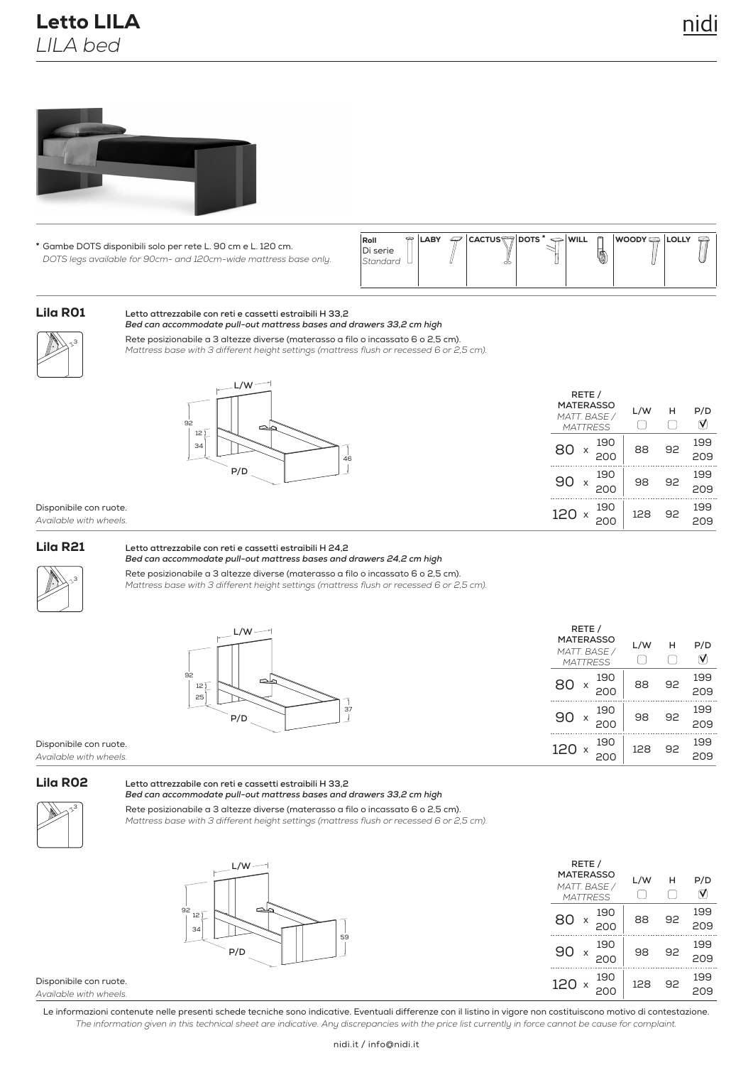# Letto LILA
*LILA bed*

\* Gambe DOTS disponibili solo per rete L. 90 cm e L. 120 cm.
*DOTS legs available for 90cm- and 120cm-wide mattress base only.*

| Roll Di serie *Standard* | LABY | CACTUS | DOTS * | WILL | WOODY | LOLLY |
|---|---|---|---|---|---|---|

## Lila R01

**Letto attrezzabile con reti e cassetti estraibili H 33,2**
***Bed can accommodate pull-out mattress bases and drawers 33,2 cm high***

Rete posizionabile a 3 altezze diverse (materasso a filo o incassato 6 o 2,5 cm).
*Mattress base with 3 different height settings (mattress flush or recessed 6 or 2,5 cm).*

| RETE / MATERASSO *MATT. BASE / MATTRESS* | L/W | H | P/D |
|---|---|---|---|
| 80 x 190 / 200 | 88 | 92 | 199 / 209 |
| 90 x 190 / 200 | 98 | 92 | 199 / 209 |
| 120 x 190 / 200 | 128 | 92 | 199 / 209 |

Disponibile con ruote.
*Available with wheels.*

## Lila R21

**Letto attrezzabile con reti e cassetti estraibili H 24,2**
***Bed can accommodate pull-out mattress bases and drawers 24,2 cm high***

Rete posizionabile a 3 altezze diverse (materasso a filo o incassato 6 o 2,5 cm).
*Mattress base with 3 different height settings (mattress flush or recessed 6 or 2,5 cm).*

| RETE / MATERASSO *MATT. BASE / MATTRESS* | L/W | H | P/D |
|---|---|---|---|
| 80 x 190 / 200 | 88 | 92 | 199 / 209 |
| 90 x 190 / 200 | 98 | 92 | 199 / 209 |
| 120 x 190 / 200 | 128 | 92 | 199 / 209 |

Disponibile con ruote.
*Available with wheels.*

## Lila R02

**Letto attrezzabile con reti e cassetti estraibili H 33,2**
***Bed can accommodate pull-out mattress bases and drawers 33,2 cm high***

Rete posizionabile a 3 altezze diverse (materasso a filo o incassato 6 o 2,5 cm).
*Mattress base with 3 different height settings (mattress flush or recessed 6 or 2,5 cm).*

| RETE / MATERASSO *MATT. BASE / MATTRESS* | L/W | H | P/D |
|---|---|---|---|
| 80 x 190 / 200 | 88 | 92 | 199 / 209 |
| 90 x 190 / 200 | 98 | 92 | 199 / 209 |
| 120 x 190 / 200 | 128 | 92 | 199 / 209 |

Disponibile con ruote.
*Available with wheels.*

Le informazioni contenute nelle presenti schede tecniche sono indicative. Eventuali differenze con il listino in vigore non costituiscono motivo di contestazione.
*The information given in this technical sheet are indicative. Any discrepancies with the price list currently in force cannot be cause for complaint.*

nidi.it / info@nidi.it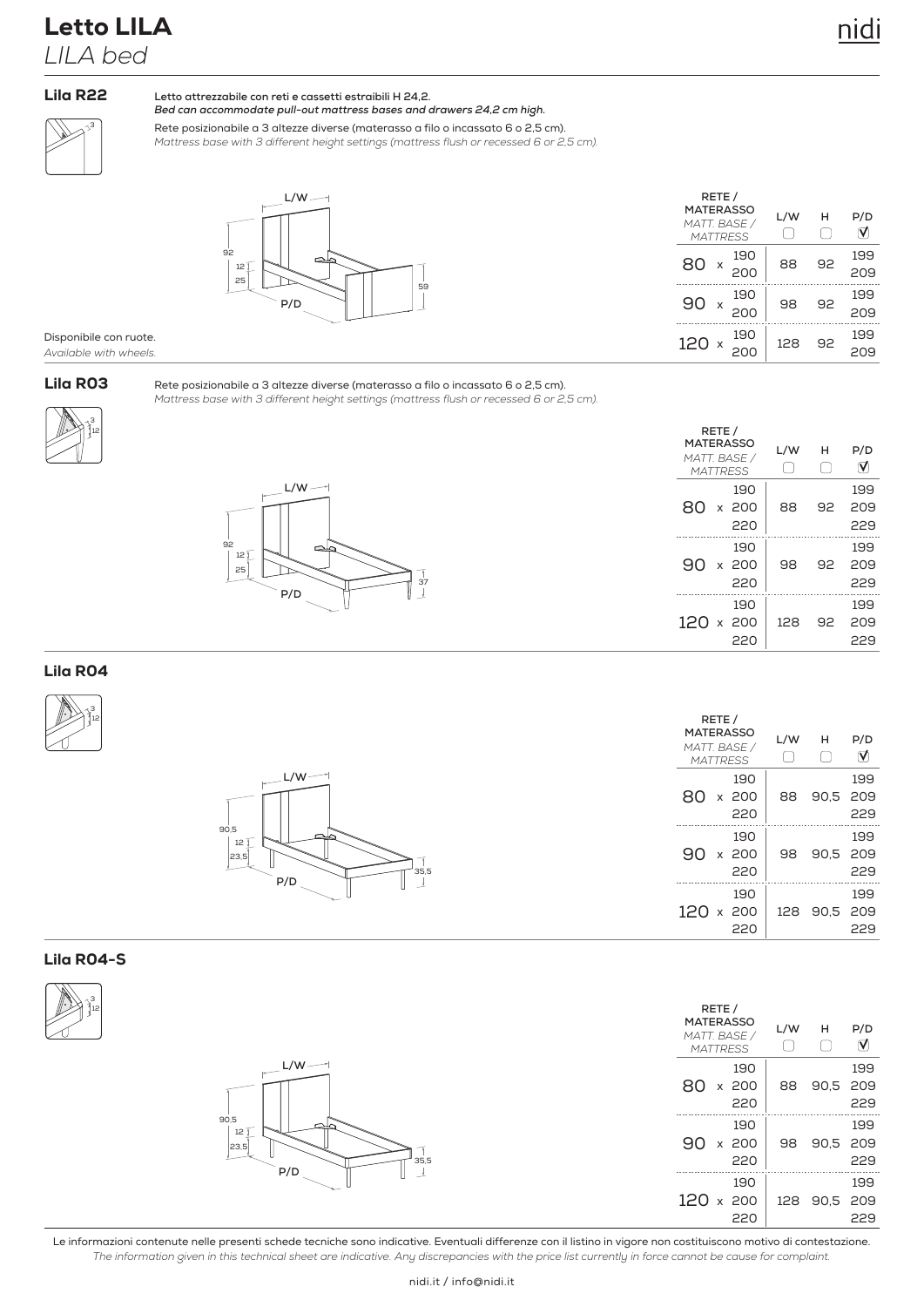# Letto LILA

*LILA bed*

## Lila R22

**Letto attrezzabile con reti e cassetti estraibili H 24,2.**
***Bed can accommodate pull-out mattress bases and drawers 24,2 cm high.***

Rete posizionabile a 3 altezze diverse (materasso a filo o incassato 6 o 2,5 cm).
*Mattress base with 3 different height settings (mattress flush or recessed 6 or 2,5 cm).*

| RETE / MATERASSO *MATT. BASE / MATTRESS* | L/W | H | P/D |
|---|---|---|---|
| 80 x 190 / 200 | 88 | 92 | 199 / 209 |
| 90 x 190 / 200 | 98 | 92 | 199 / 209 |
| 120 x 190 / 200 | 128 | 92 | 199 / 209 |

Disponibile con ruote.
*Available with wheels.*

## Lila R03

Rete posizionabile a 3 altezze diverse (materasso a filo o incassato 6 o 2,5 cm).
*Mattress base with 3 different height settings (mattress flush or recessed 6 or 2,5 cm).*

| RETE / MATERASSO *MATT. BASE / MATTRESS* | L/W | H | P/D |
|---|---|---|---|
| 80 x 190 / 200 / 220 | 88 | 92 | 199 / 209 / 229 |
| 90 x 190 / 200 / 220 | 98 | 92 | 199 / 209 / 229 |
| 120 x 190 / 200 / 220 | 128 | 92 | 199 / 209 / 229 |

## Lila R04

| RETE / MATERASSO *MATT. BASE / MATTRESS* | L/W | H | P/D |
|---|---|---|---|
| 80 x 190 / 200 / 220 | 88 | 90,5 | 199 / 209 / 229 |
| 90 x 190 / 200 / 220 | 98 | 90,5 | 199 / 209 / 229 |
| 120 x 190 / 200 / 220 | 128 | 90,5 | 199 / 209 / 229 |

## Lila R04-S

| RETE / MATERASSO *MATT. BASE / MATTRESS* | L/W | H | P/D |
|---|---|---|---|
| 80 x 190 / 200 / 220 | 88 | 90,5 | 199 / 209 / 229 |
| 90 x 190 / 200 / 220 | 98 | 90,5 | 199 / 209 / 229 |
| 120 x 190 / 200 / 220 | 128 | 90,5 | 199 / 209 / 229 |

Le informazioni contenute nelle presenti schede tecniche sono indicative. Eventuali differenze con il listino in vigore non costituiscono motivo di contestazione.
*The information given in this technical sheet are indicative. Any discrepancies with the price list currently in force cannot be cause for complaint.*

nidi.it / info@nidi.it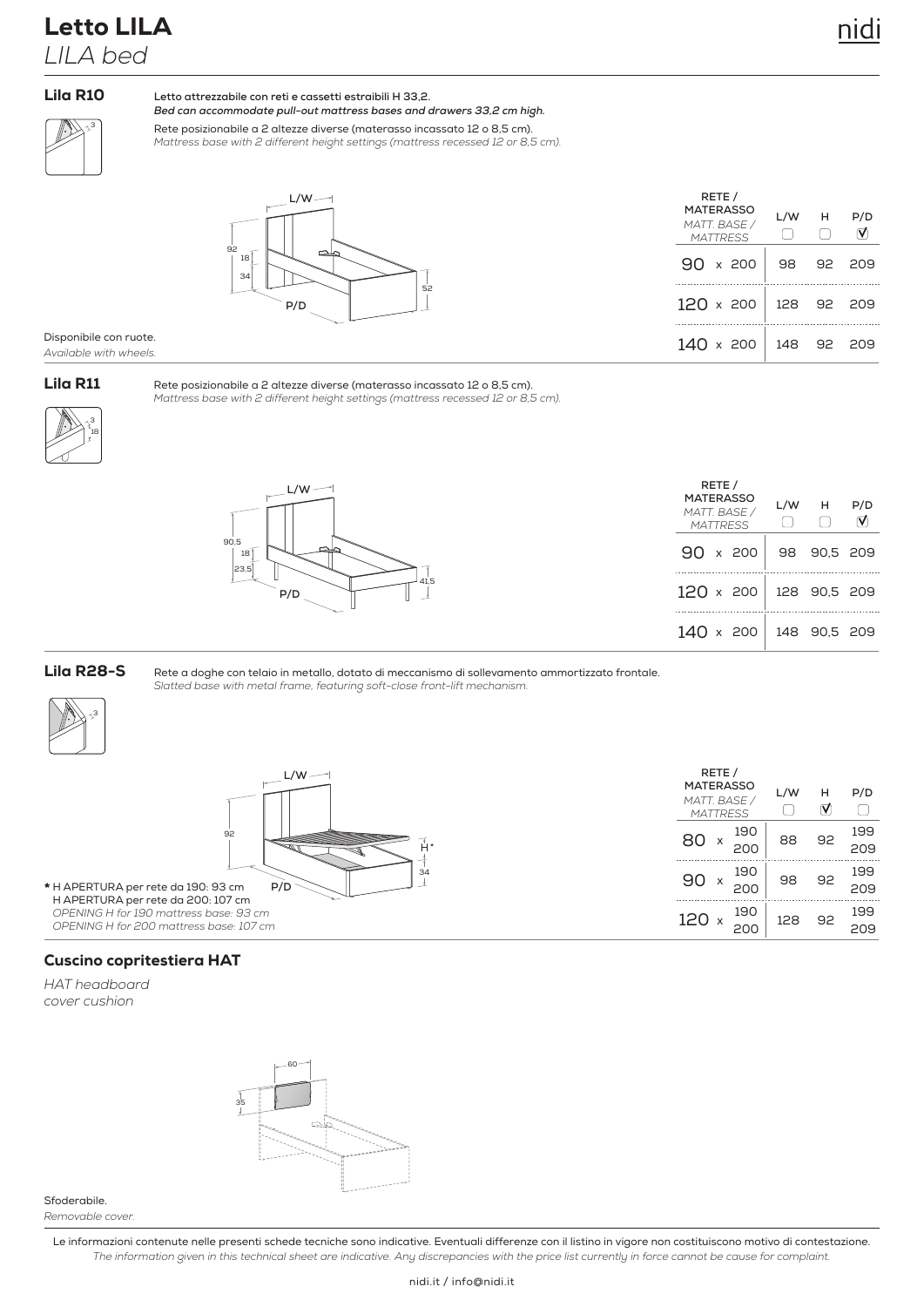# Letto LILA

*LILA bed*

## Lila R10

**Letto attrezzabile con reti e cassetti estraibili H 33,2.**
***Bed can accommodate pull-out mattress bases and drawers 33,2 cm high.***

Rete posizionabile a 2 altezze diverse (materasso incassato 12 o 8,5 cm).
*Mattress base with 2 different height settings (mattress recessed 12 or 8,5 cm).*

L/W
92
18
34
52
P/D

| RETE / MATERASSO *MATT. BASE / MATTRESS* | L/W | H | P/D ☑ |
|---|---|---|---|
| 90 x 200 | 98 | 92 | 209 |
| 120 x 200 | 128 | 92 | 209 |
| 140 x 200 | 148 | 92 | 209 |

Disponibile con ruote.
*Available with wheels.*

## Lila R11

Rete posizionabile a 2 altezze diverse (materasso incassato 12 o 8,5 cm).
*Mattress base with 2 different height settings (mattress recessed 12 or 8,5 cm).*

L/W
90,5
18
23,5
41,5
P/D

| RETE / MATERASSO *MATT. BASE / MATTRESS* | L/W | H | P/D ☑ |
|---|---|---|---|
| 90 x 200 | 98 | 90,5 | 209 |
| 120 x 200 | 128 | 90,5 | 209 |
| 140 x 200 | 148 | 90,5 | 209 |

## Lila R28-S

Rete a doghe con telaio in metallo, dotato di meccanismo di sollevamento ammortizzato frontale.
*Slatted base with metal frame, featuring soft-close front-lift mechanism.*

L/W
92
H*
34
P/D

\* H APERTURA per rete da 190: 93 cm
H APERTURA per rete da 200: 107 cm
*OPENING H for 190 mattress base: 93 cm*
*OPENING H for 200 mattress base: 107 cm*

| RETE / MATERASSO *MATT. BASE / MATTRESS* | L/W | H ☑ | P/D |
|---|---|---|---|
| 80 x 190 / 200 | 88 | 92 | 199 / 209 |
| 90 x 190 / 200 | 98 | 92 | 199 / 209 |
| 120 x 190 / 200 | 128 | 92 | 199 / 209 |

## Cuscino copritestiera HAT

*HAT headboard cover cushion*

60
35

Sfoderabile.
*Removable cover.*

Le informazioni contenute nelle presenti schede tecniche sono indicative. Eventuali differenze con il listino in vigore non costituiscono motivo di contestazione.
*The information given in this technical sheet are indicative. Any discrepancies with the price list currently in force cannot be cause for complaint.*

nidi.it / info@nidi.it